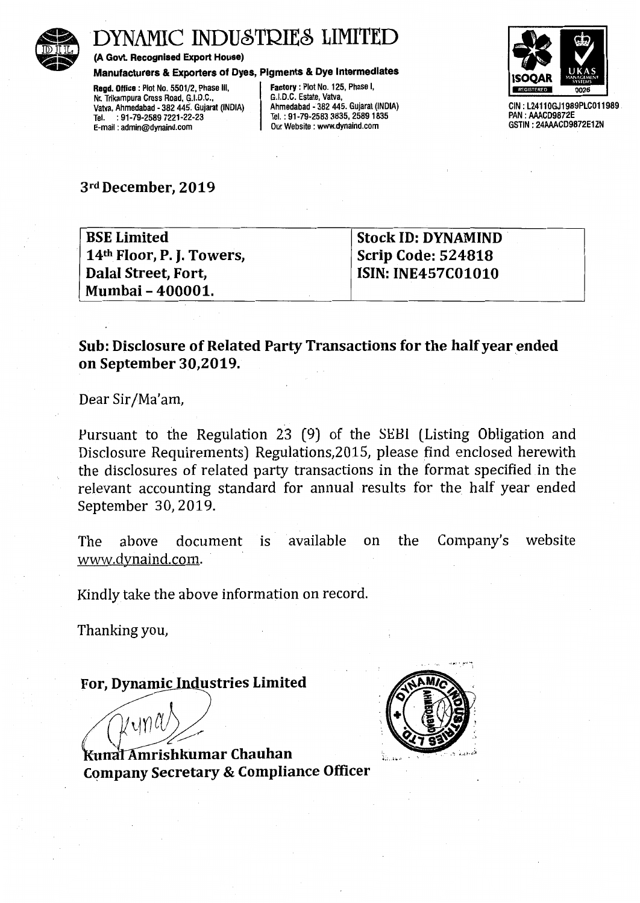# DYNAMIC INDUSTRIES LIMITED

**(A Govt. Recognised Export House)**

**Manufacturers & Exporters of Dyes, Pigments & Dye Intermediates**

**Regd. Office :** Plot No. 5501/2, Phase III, Nr. Trikampura Cross Road, G.I.D.C., Vatva, Ahmedabad - 382 445. Gujarat (INDIA) Tel. : 91-79-2589 7221-22-23 E-mail : admin@dynaind.com

**Factory :** Plot No. 125, Phase I, G.I.D.C. Estate, Vatva, Ahmedabad - 382 445. Gujarat (INDIA) Tel. : 91-79-2583 3835, 2589 1835 Our Website : www.dynaind.com

CIN : L24110GJ1989PLC011989
PAN : AAACD9872E
GSTIN : 24AAACD9872E1ZN

3rd December, 2019

| **BSE Limited** | **Stock ID: DYNAMIND** |
|---|---|
| **14th Floor, P. J. Towers,** | **Scrip Code: 524818** |
| **Dalal Street, Fort,** | **ISIN: INE457C01010** |
| **Mumbai – 400001.** | |

## Sub: Disclosure of Related Party Transactions for the half year ended on September 30,2019.

Dear Sir/Ma'am,

Pursuant to the Regulation 23 (9) of the SEBI (Listing Obligation and Disclosure Requirements) Regulations,2015, please find enclosed herewith the disclosures of related party transactions in the format specified in the relevant accounting standard for annual results for the half year ended September 30, 2019.

The above document is available on the Company's website www.dynaind.com.

Kindly take the above information on record.

Thanking you,

**For, Dynamic Industries Limited**

**Kunal Amrishkumar Chauhan**
**Company Secretary & Compliance Officer**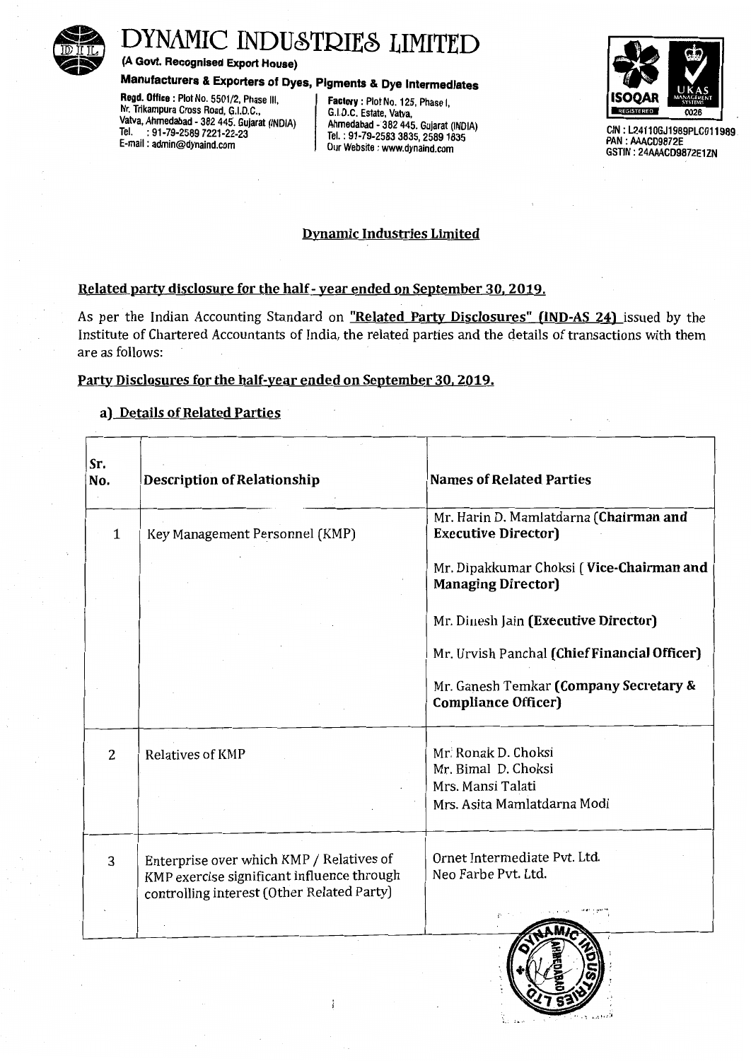# DYNAMIC INDUSTRIES LIMITED

**(A Govt. Recognised Export House)**

**Manufacturers & Exporters of Dyes, Pigments & Dye Intermediates**

**Regd. Office :** Plot No. 5501/2, Phase III, Nr. Trikampura Cross Road, G.I.D.C., Vatva, Ahmedabad - 382 445. Gujarat (INDIA) Tel. : 91-79-2589 7221-22-23 E-mail : admin@dynaind.com

**Factory :** Plot No. 125, Phase I, G.I.D.C. Estate, Vatva, Ahmedabad - 382 445. Gujarat (INDIA) Tel. : 91-79-2583 3835, 2589 1835 Our Website : www.dynaind.com

CIN : L24110GJ1989PLC011989 PAN : AAACD9872E GSTIN : 24AAACD9872E1ZN

## Dynamic Industries Limited

### Related party disclosure for the half - year ended on September 30, 2019.

As per the Indian Accounting Standard on **"Related Party Disclosures" (IND-AS 24)** issued by the Institute of Chartered Accountants of India, the related parties and the details of transactions with them are as follows:

### Party Disclosures for the half-year ended on September 30, 2019.

**a) Details of Related Parties**

| Sr. No. | Description of Relationship | Names of Related Parties |
|---|---|---|
| 1 | Key Management Personnel (KMP) | Mr. Harin D. Mamlatdarna **(Chairman and Executive Director)**<br>Mr. Dipakkumar Choksi **( Vice-Chairman and Managing Director)**<br>Mr. Dinesh Jain **(Executive Director)**<br>Mr. Urvish Panchal **(Chief Financial Officer)**<br>Mr. Ganesh Temkar **(Company Secretary & Compliance Officer)** |
| 2 | Relatives of KMP | Mr. Ronak D. Choksi<br>Mr. Bimal D. Choksi<br>Mrs. Mansi Talati<br>Mrs. Asita Mamlatdarna Modi |
| 3 | Enterprise over which KMP / Relatives of KMP exercise significant influence through controlling interest (Other Related Party) | Ornet Intermediate Pvt. Ltd.<br>Neo Farbe Pvt. Ltd. |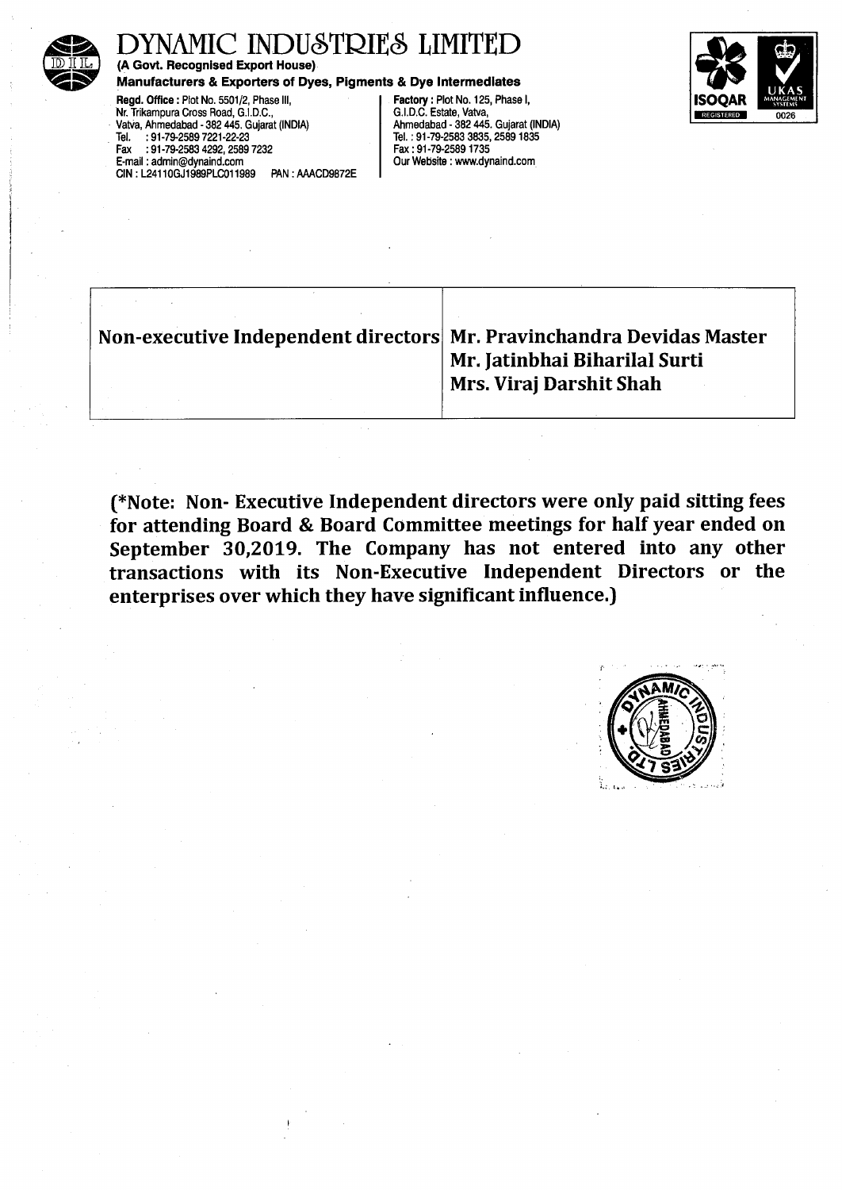# DYNAMIC INDUSTRIES LIMITED

**(A Govt. Recognised Export House)**

**Manufacturers & Exporters of Dyes, Pigments & Dye Intermediates**

**Regd. Office :** Plot No. 5501/2, Phase III, Nr. Trikampura Cross Road, G.I.D.C., Vatva, Ahmedabad - 382 445. Gujarat (INDIA)
Tel. : 91-79-2589 7221-22-23
Fax : 91-79-2583 4292, 2589 7232
E-mail : admin@dynaind.com
CIN : L24110GJ1989PLC011989 PAN : AAACD9872E

**Factory :** Plot No. 125, Phase I, G.I.D.C. Estate, Vatva, Ahmedabad - 382 445. Gujarat (INDIA)
Tel. : 91-79-2583 3835, 2589 1835
Fax : 91-79-2589 1735
Our Website : www.dynaind.com

| | |
|---|---|
| **Non-executive Independent directors** | **Mr. Pravinchandra Devidas Master**<br>**Mr. Jatinbhai Biharilal Surti**<br>**Mrs. Viraj Darshit Shah** |

**(*Note: Non- Executive Independent directors were only paid sitting fees for attending Board & Board Committee meetings for half year ended on September 30,2019. The Company has not entered into any other transactions with its Non-Executive Independent Directors or the enterprises over which they have significant influence.)**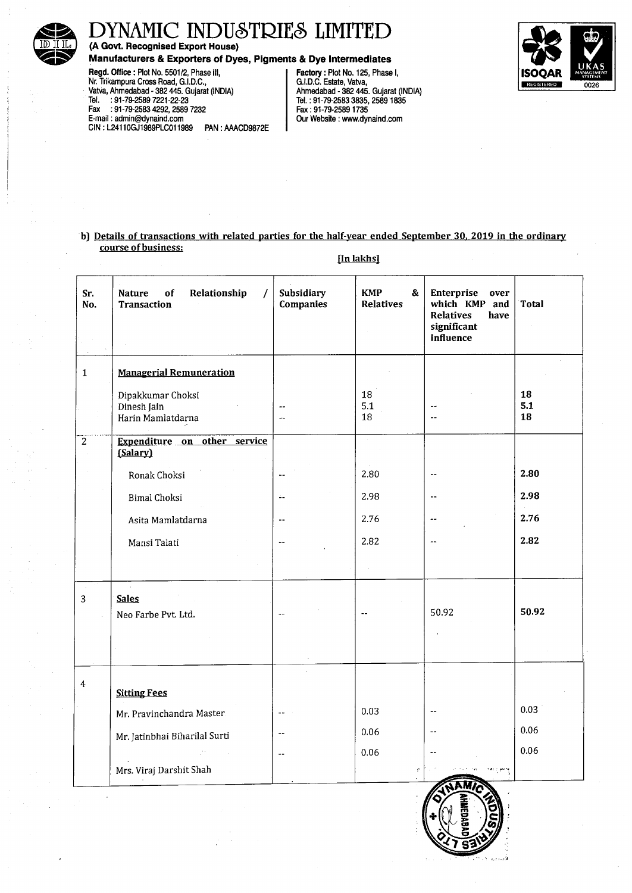// The page includes the company letterhead, which may be a header on each page. It is page 4 of 5; letterhead is likely repeated on every page, but it is content here. I include it.

# DYNAMIC INDUSTRIES LIMITED

**(A Govt. Recognised Export House)**

**Manufacturers & Exporters of Dyes, Pigments & Dye Intermediates**

**Regd. Office :** Plot No. 5501/2, Phase III, Nr. Trikampura Cross Road, G.I.D.C., Vatva, Ahmedabad - 382 445. Gujarat (INDIA)
Tel. : 91-79-2589 7221-22-23
Fax : 91-79-2583 4292, 2589 7232
E-mail : admin@dynaind.com
CIN : L24110GJ1989PLC011989 PAN : AAACD9872E

**Factory :** Plot No. 125, Phase I, G.I.D.C. Estate, Vatva, Ahmedabad - 382 445. Gujarat (INDIA)
Tel. : 91-79-2583 3835, 2589 1835
Fax : 91-79-2589 1735
Our Website : www.dynaind.com

b) **Details of transactions with related parties for the half-year ended September 30, 2019 in the ordinary course of business:**

**[In lakhs]**

| Sr. No. | Nature of Relationship / Transaction | Subsidiary Companies | KMP & Relatives | Enterprise over which KMP and Relatives have significant influence | Total |
|---|---|---|---|---|---|
| 1 | **Managerial Remuneration** | | | | |
| | Dipakkumar Choksi | | 18 | | **18** |
| | Dinesh Jain | -- | 5.1 | -- | **5.1** |
| | Harin Mamlatdarna | -- | 18 | -- | **18** |
| 2 | **Expenditure on other service (Salary)** | | | | |
| | Ronak Choksi | -- | 2.80 | -- | **2.80** |
| | Bimal Choksi | -- | 2.98 | -- | **2.98** |
| | Asita Mamlatdarna | -- | 2.76 | -- | **2.76** |
| | Mansi Talati | -- | 2.82 | -- | **2.82** |
| 3 | **Sales** | | | | |
| | Neo Farbe Pvt. Ltd. | -- | -- | 50.92 | **50.92** |
| 4 | **Sitting Fees** | | | | |
| | Mr. Pravinchandra Master | -- | 0.03 | -- | 0.03 |
| | Mr. Jatinbhai Biharilal Surti | -- | 0.06 | -- | 0.06 |
| | Mrs. Viraj Darshit Shah | -- | 0.06 | -- | 0.06 |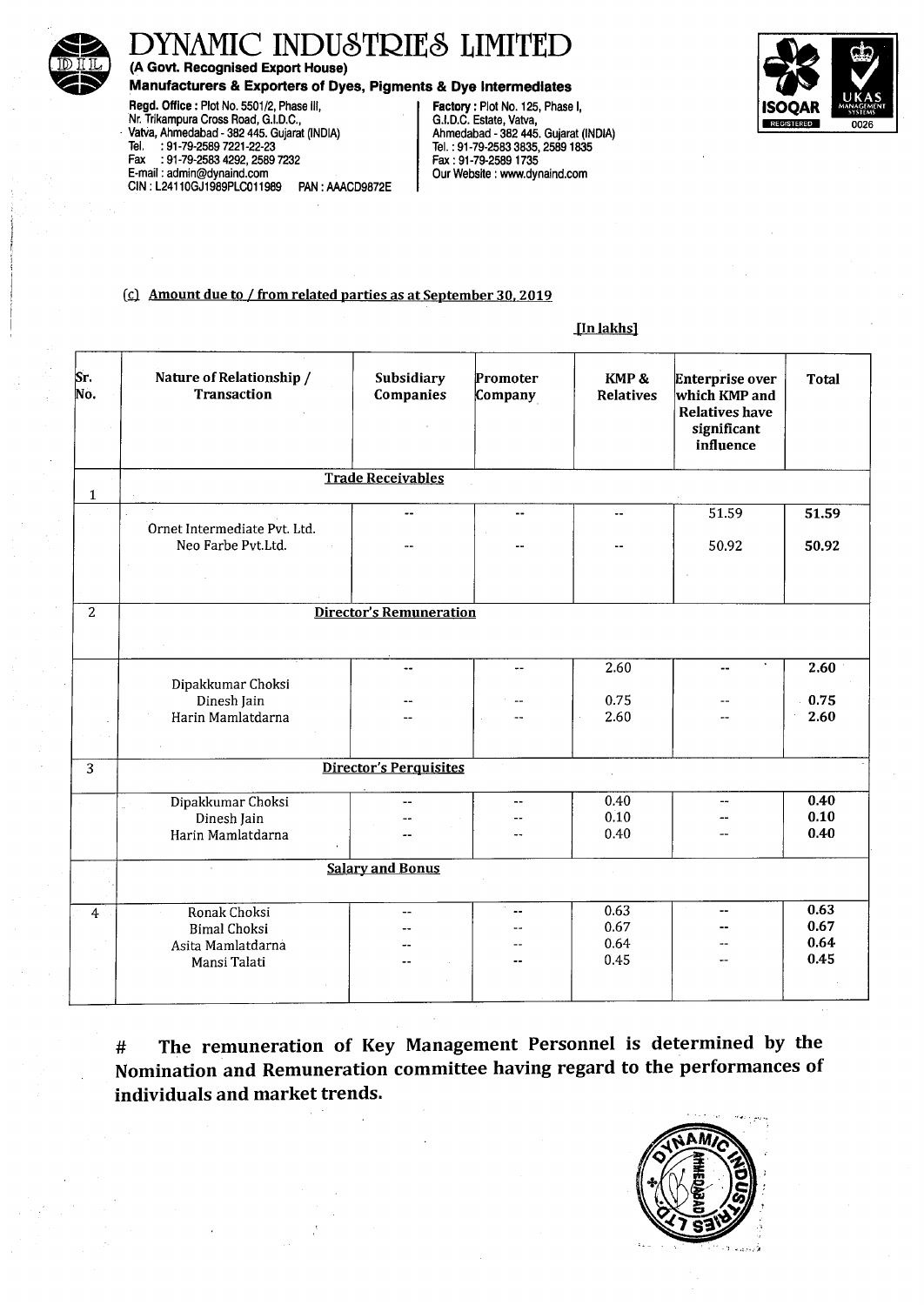# DYNAMIC INDUSTRIES LIMITED

**(A Govt. Recognised Export House)**

**Manufacturers & Exporters of Dyes, Pigments & Dye Intermediates**

**Regd. Office :** Plot No. 5501/2, Phase III, Nr. Trikampura Cross Road, G.I.D.C., Vatva, Ahmedabad - 382 445. Gujarat (INDIA)
Tel. : 91-79-2589 7221-22-23
Fax : 91-79-2583 4292, 2589 7232
E-mail : admin@dynaind.com
CIN : L24110GJ1989PLC011989 PAN : AAACD9872E

**Factory :** Plot No. 125, Phase I, G.I.D.C. Estate, Vatva, Ahmedabad - 382 445. Gujarat (INDIA)
Tel. : 91-79-2583 3835, 2589 1835
Fax : 91-79-2589 1735
Our Website : www.dynaind.com

(c) **Amount due to / from related parties as at September 30, 2019**

**[In lakhs]**

| Sr. No. | Nature of Relationship / Transaction | Subsidiary Companies | Promoter Company | KMP & Relatives | Enterprise over which KMP and Relatives have significant influence | Total |
|---|---|---|---|---|---|---|
| 1 | **Trade Receivables** | | | | | |
| | Ornet Intermediate Pvt. Ltd. | -- | -- | -- | 51.59 | 51.59 |
| | Neo Farbe Pvt.Ltd. | -- | -- | -- | 50.92 | 50.92 |
| 2 | **Director's Remuneration** | | | | | |
| | Dipakkumar Choksi | -- | -- | 2.60 | -- | 2.60 |
| | Dinesh Jain | -- | -- | 0.75 | -- | 0.75 |
| | Harin Mamlatdarna | -- | -- | 2.60 | -- | 2.60 |
| 3 | **Director's Perquisites** | | | | | |
| | Dipakkumar Choksi | -- | -- | 0.40 | -- | 0.40 |
| | Dinesh Jain | -- | -- | 0.10 | -- | 0.10 |
| | Harin Mamlatdarna | -- | -- | 0.40 | -- | 0.40 |
| | **Salary and Bonus** | | | | | |
| 4 | Ronak Choksi | -- | -- | 0.63 | -- | 0.63 |
| | Bimal Choksi | -- | -- | 0.67 | -- | 0.67 |
| | Asita Mamlatdarna | -- | -- | 0.64 | -- | 0.64 |
| | Mansi Talati | -- | -- | 0.45 | -- | 0.45 |

**# The remuneration of Key Management Personnel is determined by the Nomination and Remuneration committee having regard to the performances of individuals and market trends.**